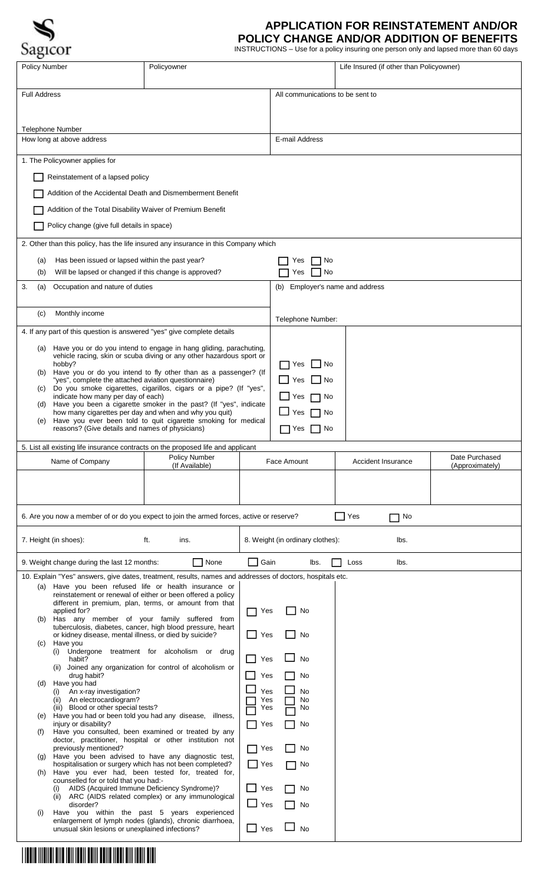Sagicor

# APPLICATION FOR REINSTATEMENT AND/OR POLICY CHANGE AND/OR ADDITION OF BENEFITS

INSTRUCTIONS – Use for a policy insuring one person only and lapsed more than 60 days

| Policy Number | Policyowner | Life Insured (if other than Policyowner) |
|---|---|---|
| | | |

| Full Address | All communications to be sent to |
|---|---|
| Telephone Number | |
| How long at above address | E-mail Address |

1. The Policyowner applies for

- ☐ Reinstatement of a lapsed policy
- ☐ Addition of the Accidental Death and Dismemberment Benefit
- ☐ Addition of the Total Disability Waiver of Premium Benefit
- ☐ Policy change (give full details in space)

2. Other than this policy, has the life insured any insurance in this Company which

(a) Has been issued or lapsed within the past year? ☐ Yes ☐ No
(b) Will be lapsed or changed if this change is approved? ☐ Yes ☐ No

3. (a) Occupation and nature of duties
(b) Employer's name and address
(c) Monthly income
Telephone Number:

4. If any part of this question is answered "yes" give complete details

(a) Have you or do you intend to engage in hang gliding, parachuting, vehicle racing, skin or scuba diving or any other hazardous sport or hobby? ☐ Yes ☐ No
(b) Have you or do you intend to fly other than as a passenger? (If "yes", complete the attached aviation questionnaire) ☐ Yes ☐ No
(c) Do you smoke cigarettes, cigarillos, cigars or a pipe? (If "yes", indicate how many per day of each) ☐ Yes ☐ No
(d) Have you been a cigarette smoker in the past? (If "yes", indicate how many cigarettes per day and when and why you quit) ☐ Yes ☐ No
(e) Have you ever been told to quit cigarette smoking for medical reasons? (Give details and names of physicians) ☐ Yes ☐ No

5. List all existing life insurance contracts on the proposed life and applicant

| Name of Company | Policy Number (If Available) | Face Amount | Accident Insurance | Date Purchased (Approximately) |
|---|---|---|---|---|
| | | | | |

6. Are you now a member of or do you expect to join the armed forces, active or reserve? ☐ Yes ☐ No

7. Height (in shoes): ft. ins.

8. Weight (in ordinary clothes): lbs.

9. Weight change during the last 12 months: ☐ None ☐ Gain lbs. ☐ Loss lbs.

10. Explain "Yes" answers, give dates, treatment, results, names and addresses of doctors, hospitals etc.

(a) Have you been refused life or health insurance or reinstatement or renewal of either or been offered a policy different in premium, plan, terms, or amount from that applied for? ☐ Yes ☐ No
(b) Has any member of your family suffered from tuberculosis, diabetes, cancer, high blood pressure, heart or kidney disease, mental illness, or died by suicide? ☐ Yes ☐ No
(c) Have you
  (i) Undergone treatment for alcoholism or drug habit? ☐ Yes ☐ No
  (ii) Joined any organization for control of alcoholism or drug habit? ☐ Yes ☐ No
(d) Have you had
  (i) An x-ray investigation? ☐ Yes ☐ No
  (ii) An electrocardiogram? ☐ Yes ☐ No
  (iii) Blood or other special tests? ☐ Yes ☐ No
(e) Have you had or been told you had any disease, illness, injury or disability? ☐ Yes ☐ No
(f) Have you consulted, been examined or treated by any doctor, practitioner, hospital or other institution not previously mentioned? ☐ Yes ☐ No
(g) Have you been advised to have any diagnostic test, hospitalisation or surgery which has not been completed? ☐ Yes ☐ No
(h) Have you ever had, been tested for, treated for, counselled for or told that you had:-
  (i) AIDS (Acquired Immune Deficiency Syndrome)? ☐ Yes ☐ No
  (ii) ARC (AIDS related complex) or any immunological disorder? ☐ Yes ☐ No
(i) Have you within the past 5 years experienced enlargement of lymph nodes (glands), chronic diarrhoea, unusual skin lesions or unexplained infections? ☐ Yes ☐ No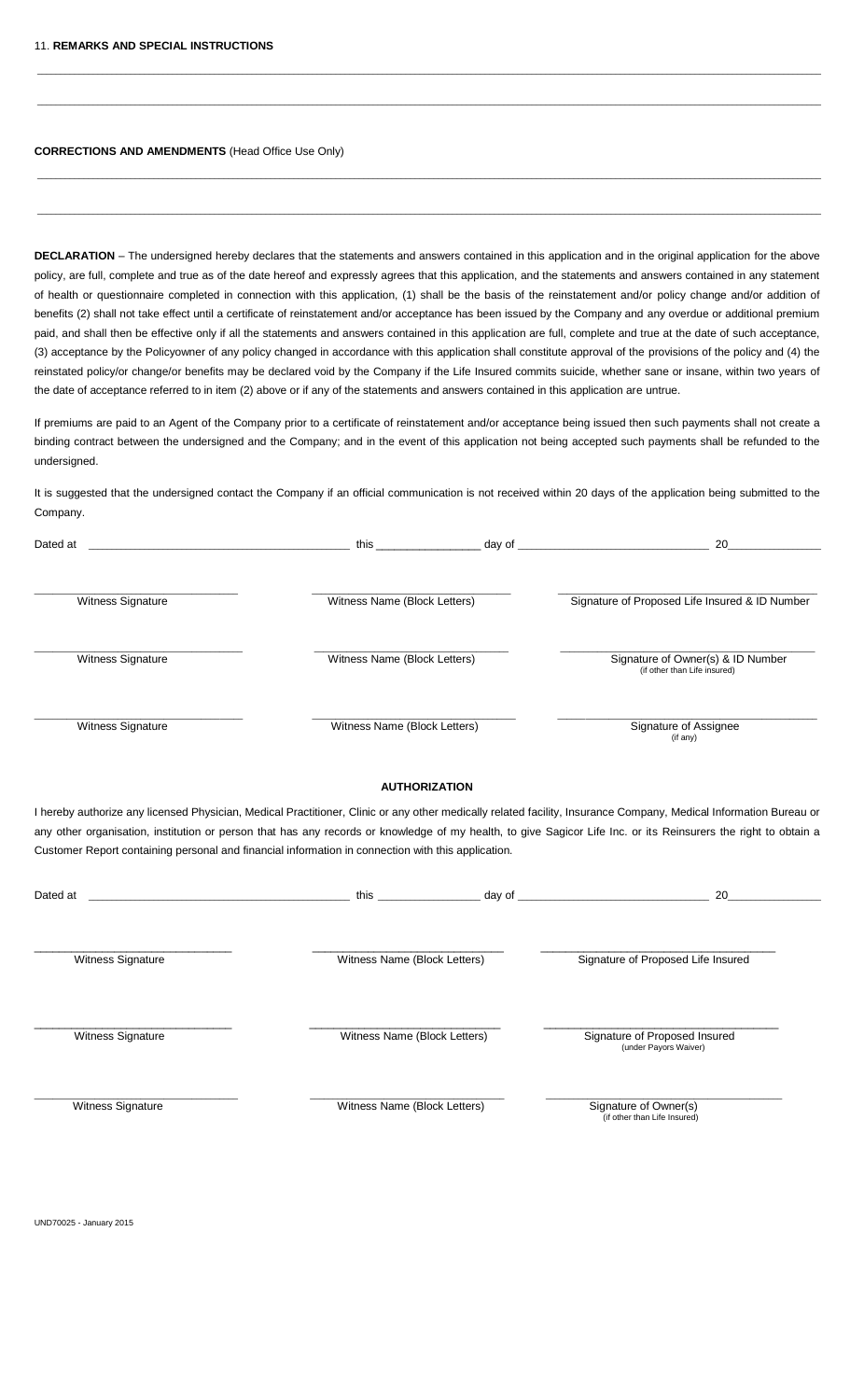11. **REMARKS AND SPECIAL INSTRUCTIONS**

**CORRECTIONS AND AMENDMENTS** (Head Office Use Only)

**DECLARATION** – The undersigned hereby declares that the statements and answers contained in this application and in the original application for the above policy, are full, complete and true as of the date hereof and expressly agrees that this application, and the statements and answers contained in any statement of health or questionnaire completed in connection with this application, (1) shall be the basis of the reinstatement and/or policy change and/or addition of benefits (2) shall not take effect until a certificate of reinstatement and/or acceptance has been issued by the Company and any overdue or additional premium paid, and shall then be effective only if all the statements and answers contained in this application are full, complete and true at the date of such acceptance, (3) acceptance by the Policyowner of any policy changed in accordance with this application shall constitute approval of the provisions of the policy and (4) the reinstated policy/or change/or benefits may be declared void by the Company if the Life Insured commits suicide, whether sane or insane, within two years of the date of acceptance referred to in item (2) above or if any of the statements and answers contained in this application are untrue.

If premiums are paid to an Agent of the Company prior to a certificate of reinstatement and/or acceptance being issued then such payments shall not create a binding contract between the undersigned and the Company; and in the event of this application not being accepted such payments shall be refunded to the undersigned.

It is suggested that the undersigned contact the Company if an official communication is not received within 20 days of the application being submitted to the Company.

Dated at ______________________ this ______________ day of ______________________ 20__________

| | | |
|---|---|---|
| Witness Signature | Witness Name (Block Letters) | Signature of Proposed Life Insured & ID Number |
| Witness Signature | Witness Name (Block Letters) | Signature of Owner(s) & ID Number (if other than Life insured) |
| Witness Signature | Witness Name (Block Letters) | Signature of Assignee (if any) |

**AUTHORIZATION**

I hereby authorize any licensed Physician, Medical Practitioner, Clinic or any other medically related facility, Insurance Company, Medical Information Bureau or any other organisation, institution or person that has any records or knowledge of my health, to give Sagicor Life Inc. or its Reinsurers the right to obtain a Customer Report containing personal and financial information in connection with this application.

Dated at ______________________ this ______________ day of ______________________ 20__________

| | | |
|---|---|---|
| Witness Signature | Witness Name (Block Letters) | Signature of Proposed Life Insured |
| Witness Signature | Witness Name (Block Letters) | Signature of Proposed Insured (under Payors Waiver) |
| Witness Signature | Witness Name (Block Letters) | Signature of Owner(s) (if other than Life Insured) |

UND70025 - January 2015